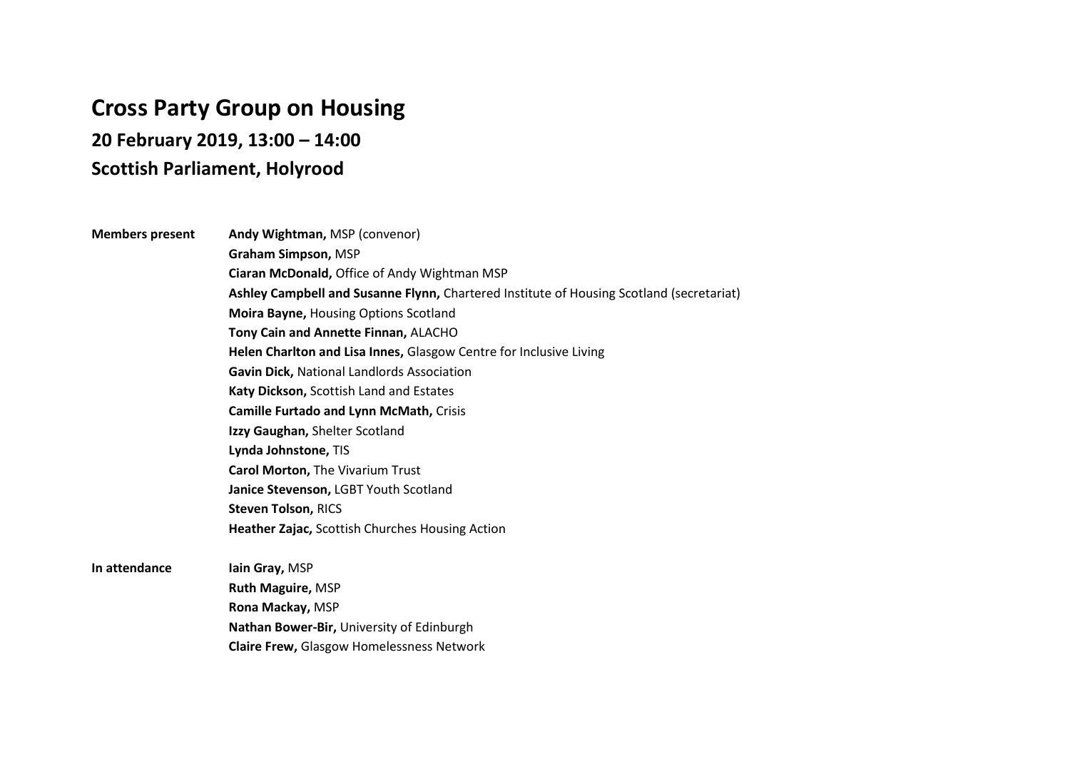# Cross Party Group on Housing

## 20 February 2019, 13:00 – 14:00

## Scottish Parliament, Holyrood

| | |
|---|---|
| **Members present** | **Andy Wightman,** MSP (convenor) |
| | **Graham Simpson,** MSP |
| | **Ciaran McDonald,** Office of Andy Wightman MSP |
| | **Ashley Campbell and Susanne Flynn,** Chartered Institute of Housing Scotland (secretariat) |
| | **Moira Bayne,** Housing Options Scotland |
| | **Tony Cain and Annette Finnan,** ALACHO |
| | **Helen Charlton and Lisa Innes,** Glasgow Centre for Inclusive Living |
| | **Gavin Dick,** National Landlords Association |
| | **Katy Dickson,** Scottish Land and Estates |
| | **Camille Furtado and Lynn McMath,** Crisis |
| | **Izzy Gaughan,** Shelter Scotland |
| | **Lynda Johnstone,** TIS |
| | **Carol Morton,** The Vivarium Trust |
| | **Janice Stevenson,** LGBT Youth Scotland |
| | **Steven Tolson,** RICS |
| | **Heather Zajac,** Scottish Churches Housing Action |
| **In attendance** | **Iain Gray,** MSP |
| | **Ruth Maguire,** MSP |
| | **Rona Mackay,** MSP |
| | **Nathan Bower-Bir,** University of Edinburgh |
| | **Claire Frew,** Glasgow Homelessness Network |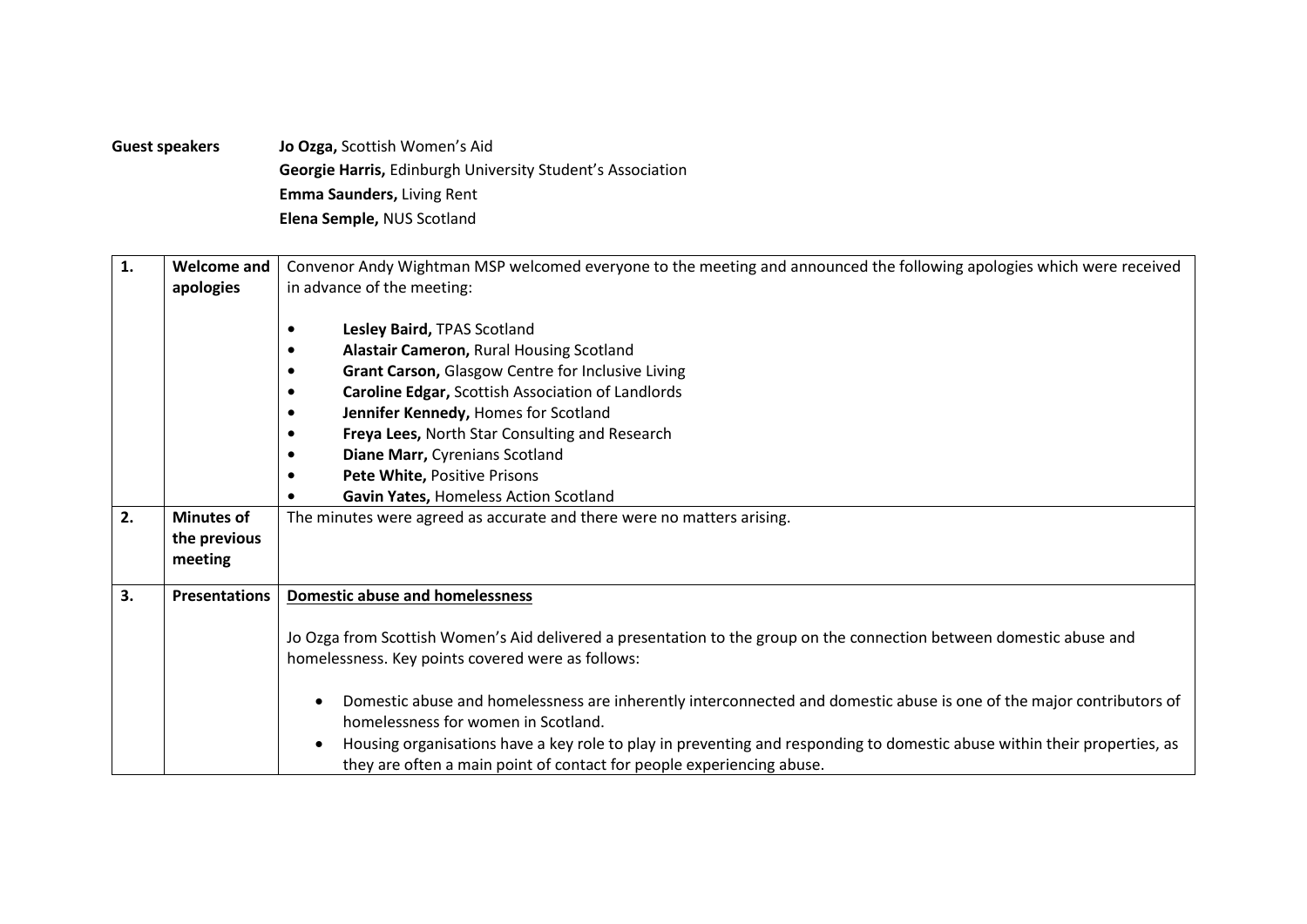**Guest speakers** **Jo Ozga,** Scottish Women's Aid
**Georgie Harris,** Edinburgh University Student's Association
**Emma Saunders,** Living Rent
**Elena Semple,** NUS Scotland

| 1. | Welcome and apologies | Convenor Andy Wightman MSP welcomed everyone to the meeting and announced the following apologies which were received in advance of the meeting:<br><br>• **Lesley Baird,** TPAS Scotland<br>• **Alastair Cameron,** Rural Housing Scotland<br>• **Grant Carson,** Glasgow Centre for Inclusive Living<br>• **Caroline Edgar,** Scottish Association of Landlords<br>• **Jennifer Kennedy,** Homes for Scotland<br>• **Freya Lees,** North Star Consulting and Research<br>• **Diane Marr,** Cyrenians Scotland<br>• **Pete White,** Positive Prisons<br>• **Gavin Yates,** Homeless Action Scotland |
|---|---|---|
| 2. | Minutes of the previous meeting | The minutes were agreed as accurate and there were no matters arising. |
| 3. | Presentations | **Domestic abuse and homelessness**<br><br>Jo Ozga from Scottish Women's Aid delivered a presentation to the group on the connection between domestic abuse and homelessness. Key points covered were as follows:<br><br>• Domestic abuse and homelessness are inherently interconnected and domestic abuse is one of the major contributors of homelessness for women in Scotland.<br>• Housing organisations have a key role to play in preventing and responding to domestic abuse within their properties, as they are often a main point of contact for people experiencing abuse. |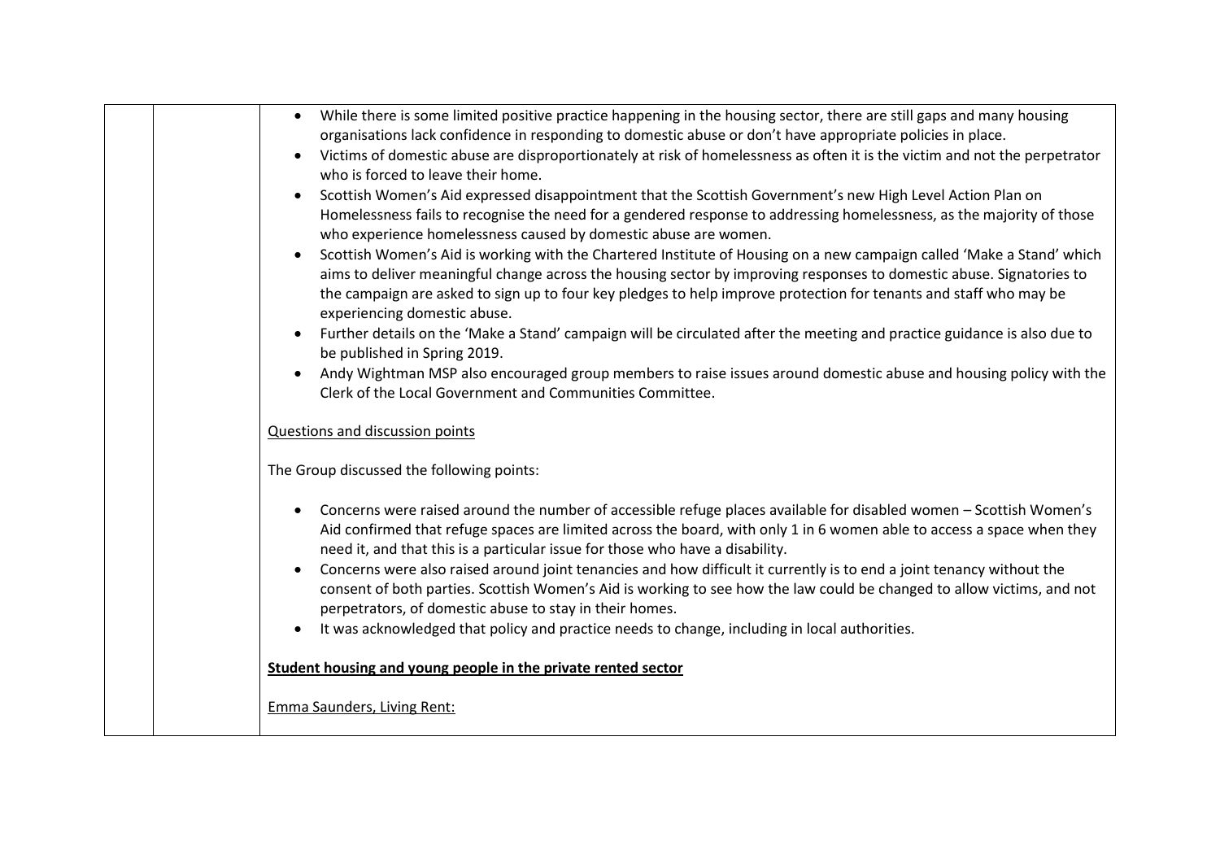- While there is some limited positive practice happening in the housing sector, there are still gaps and many housing organisations lack confidence in responding to domestic abuse or don't have appropriate policies in place.
- Victims of domestic abuse are disproportionately at risk of homelessness as often it is the victim and not the perpetrator who is forced to leave their home.
- Scottish Women's Aid expressed disappointment that the Scottish Government's new High Level Action Plan on Homelessness fails to recognise the need for a gendered response to addressing homelessness, as the majority of those who experience homelessness caused by domestic abuse are women.
- Scottish Women's Aid is working with the Chartered Institute of Housing on a new campaign called 'Make a Stand' which aims to deliver meaningful change across the housing sector by improving responses to domestic abuse. Signatories to the campaign are asked to sign up to four key pledges to help improve protection for tenants and staff who may be experiencing domestic abuse.
- Further details on the 'Make a Stand' campaign will be circulated after the meeting and practice guidance is also due to be published in Spring 2019.
- Andy Wightman MSP also encouraged group members to raise issues around domestic abuse and housing policy with the Clerk of the Local Government and Communities Committee.

<u>Questions and discussion points</u>

The Group discussed the following points:

- Concerns were raised around the number of accessible refuge places available for disabled women – Scottish Women's Aid confirmed that refuge spaces are limited across the board, with only 1 in 6 women able to access a space when they need it, and that this is a particular issue for those who have a disability.
- Concerns were also raised around joint tenancies and how difficult it currently is to end a joint tenancy without the consent of both parties. Scottish Women's Aid is working to see how the law could be changed to allow victims, and not perpetrators, of domestic abuse to stay in their homes.
- It was acknowledged that policy and practice needs to change, including in local authorities.

**<u>Student housing and young people in the private rented sector</u>**

<u>Emma Saunders, Living Rent:</u>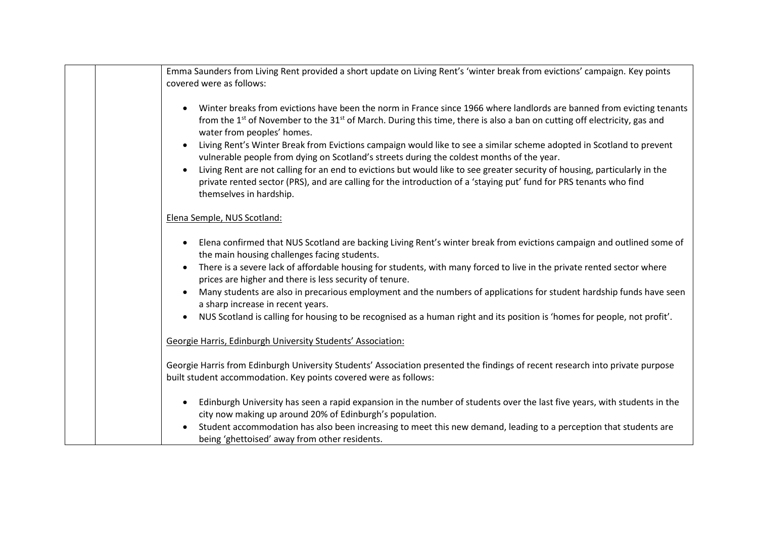Emma Saunders from Living Rent provided a short update on Living Rent's 'winter break from evictions' campaign. Key points covered were as follows:

- Winter breaks from evictions have been the norm in France since 1966 where landlords are banned from evicting tenants from the 1st of November to the 31st of March. During this time, there is also a ban on cutting off electricity, gas and water from peoples' homes.
- Living Rent's Winter Break from Evictions campaign would like to see a similar scheme adopted in Scotland to prevent vulnerable people from dying on Scotland's streets during the coldest months of the year.
- Living Rent are not calling for an end to evictions but would like to see greater security of housing, particularly in the private rented sector (PRS), and are calling for the introduction of a 'staying put' fund for PRS tenants who find themselves in hardship.

<u>Elena Semple, NUS Scotland:</u>

- Elena confirmed that NUS Scotland are backing Living Rent's winter break from evictions campaign and outlined some of the main housing challenges facing students.
- There is a severe lack of affordable housing for students, with many forced to live in the private rented sector where prices are higher and there is less security of tenure.
- Many students are also in precarious employment and the numbers of applications for student hardship funds have seen a sharp increase in recent years.
- NUS Scotland is calling for housing to be recognised as a human right and its position is 'homes for people, not profit'.

<u>Georgie Harris, Edinburgh University Students' Association:</u>

Georgie Harris from Edinburgh University Students' Association presented the findings of recent research into private purpose built student accommodation. Key points covered were as follows:

- Edinburgh University has seen a rapid expansion in the number of students over the last five years, with students in the city now making up around 20% of Edinburgh's population.
- Student accommodation has also been increasing to meet this new demand, leading to a perception that students are being 'ghettoised' away from other residents.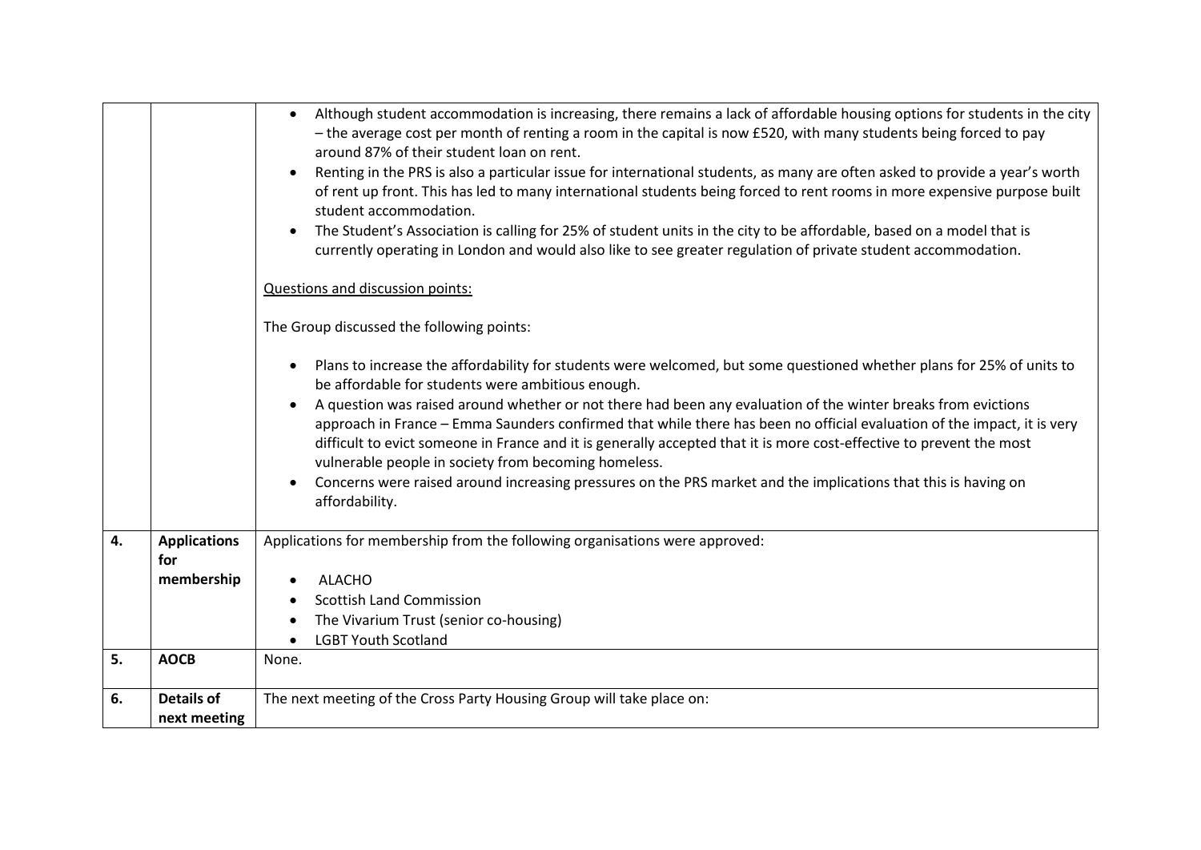| | | |
|---|---|---|
| | | • Although student accommodation is increasing, there remains a lack of affordable housing options for students in the city – the average cost per month of renting a room in the capital is now £520, with many students being forced to pay around 87% of their student loan on rent.<br>• Renting in the PRS is also a particular issue for international students, as many are often asked to provide a year's worth of rent up front. This has led to many international students being forced to rent rooms in more expensive purpose built student accommodation.<br>• The Student's Association is calling for 25% of student units in the city to be affordable, based on a model that is currently operating in London and would also like to see greater regulation of private student accommodation.<br><br><u>Questions and discussion points:</u><br><br>The Group discussed the following points:<br><br>• Plans to increase the affordability for students were welcomed, but some questioned whether plans for 25% of units to be affordable for students were ambitious enough.<br>• A question was raised around whether or not there had been any evaluation of the winter breaks from evictions approach in France – Emma Saunders confirmed that while there has been no official evaluation of the impact, it is very difficult to evict someone in France and it is generally accepted that it is more cost-effective to prevent the most vulnerable people in society from becoming homeless.<br>• Concerns were raised around increasing pressures on the PRS market and the implications that this is having on affordability. |
| **4.** | **Applications for membership** | Applications for membership from the following organisations were approved:<br><br>• ALACHO<br>• Scottish Land Commission<br>• The Vivarium Trust (senior co-housing)<br>• LGBT Youth Scotland |
| **5.** | **AOCB** | None. |
| **6.** | **Details of next meeting** | The next meeting of the Cross Party Housing Group will take place on: |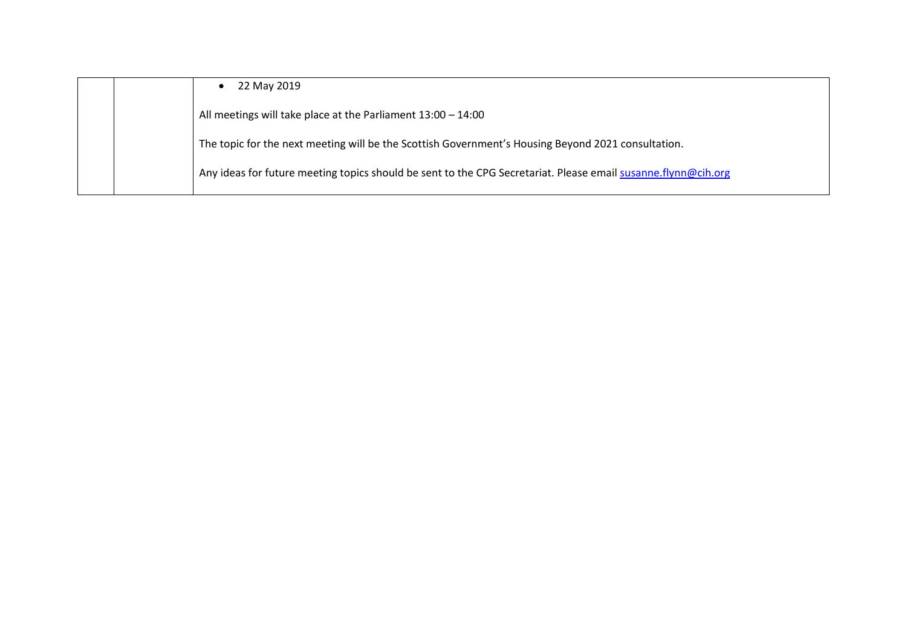| | | |
|---|---|---|
| | | • 22 May 2019<br><br>All meetings will take place at the Parliament 13:00 – 14:00<br><br>The topic for the next meeting will be the Scottish Government's Housing Beyond 2021 consultation.<br><br>Any ideas for future meeting topics should be sent to the CPG Secretariat. Please email [susanne.flynn@cih.org](mailto:susanne.flynn@cih.org) |